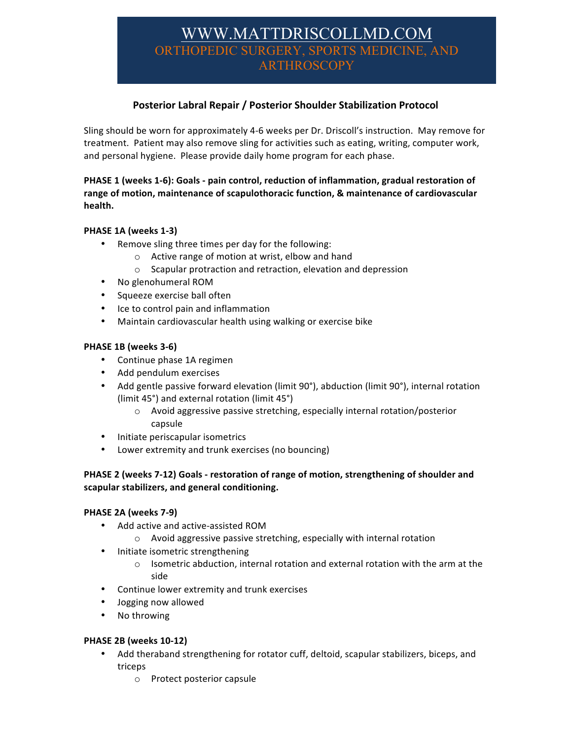# WWW.MATTDRISCOLLMD.COM

ORTHOPEDIC SURGERY, SPORTS MEDICINE, AND ARTHROSCOPY

## Posterior Labral Repair / Posterior Shoulder Stabilization Protocol

Sling should be worn for approximately 4-6 weeks per Dr. Driscoll's instruction. May remove for treatment. Patient may also remove sling for activities such as eating, writing, computer work, and personal hygiene. Please provide daily home program for each phase.

**PHASE 1 (weeks 1-6): Goals - pain control, reduction of inflammation, gradual restoration of range of motion, maintenance of scapulothoracic function, & maintenance of cardiovascular health.**

**PHASE 1A (weeks 1-3)**

- Remove sling three times per day for the following:
  - Active range of motion at wrist, elbow and hand
  - Scapular protraction and retraction, elevation and depression
- No glenohumeral ROM
- Squeeze exercise ball often
- Ice to control pain and inflammation
- Maintain cardiovascular health using walking or exercise bike

**PHASE 1B (weeks 3-6)**

- Continue phase 1A regimen
- Add pendulum exercises
- Add gentle passive forward elevation (limit 90°), abduction (limit 90°), internal rotation (limit 45°) and external rotation (limit 45°)
  - Avoid aggressive passive stretching, especially internal rotation/posterior capsule
- Initiate periscapular isometrics
- Lower extremity and trunk exercises (no bouncing)

**PHASE 2 (weeks 7-12) Goals - restoration of range of motion, strengthening of shoulder and scapular stabilizers, and general conditioning.**

**PHASE 2A (weeks 7-9)**

- Add active and active-assisted ROM
  - Avoid aggressive passive stretching, especially with internal rotation
- Initiate isometric strengthening
  - Isometric abduction, internal rotation and external rotation with the arm at the side
- Continue lower extremity and trunk exercises
- Jogging now allowed
- No throwing

**PHASE 2B (weeks 10-12)**

- Add theraband strengthening for rotator cuff, deltoid, scapular stabilizers, biceps, and triceps
  - Protect posterior capsule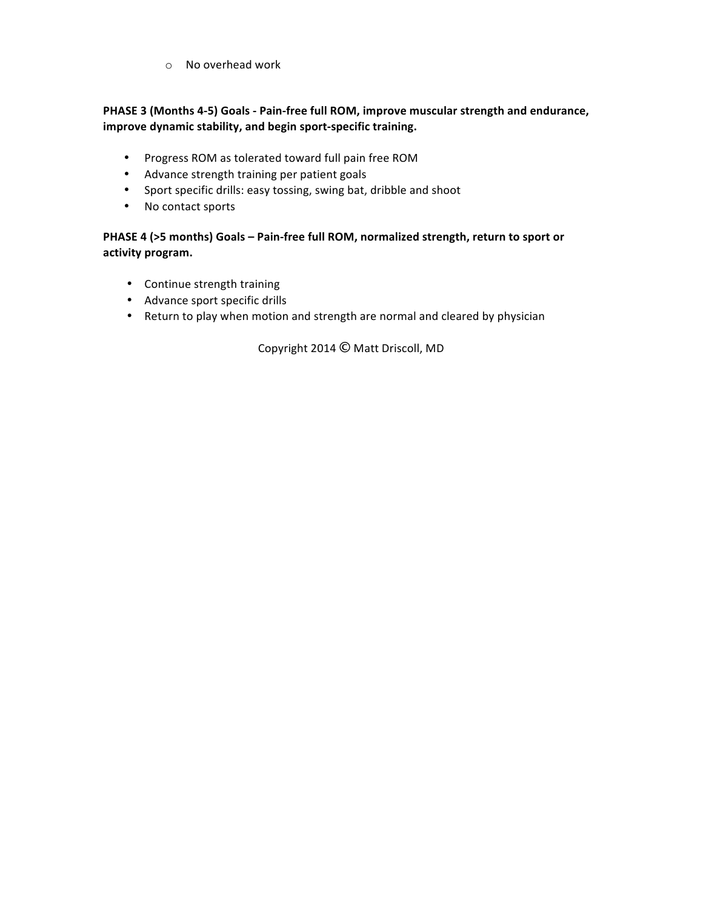- No overhead work

**PHASE 3 (Months 4-5) Goals - Pain-free full ROM, improve muscular strength and endurance, improve dynamic stability, and begin sport-specific training.**

- Progress ROM as tolerated toward full pain free ROM
- Advance strength training per patient goals
- Sport specific drills: easy tossing, swing bat, dribble and shoot
- No contact sports

**PHASE 4 (>5 months) Goals – Pain-free full ROM, normalized strength, return to sport or activity program.**

- Continue strength training
- Advance sport specific drills
- Return to play when motion and strength are normal and cleared by physician

Copyright 2014 © Matt Driscoll, MD